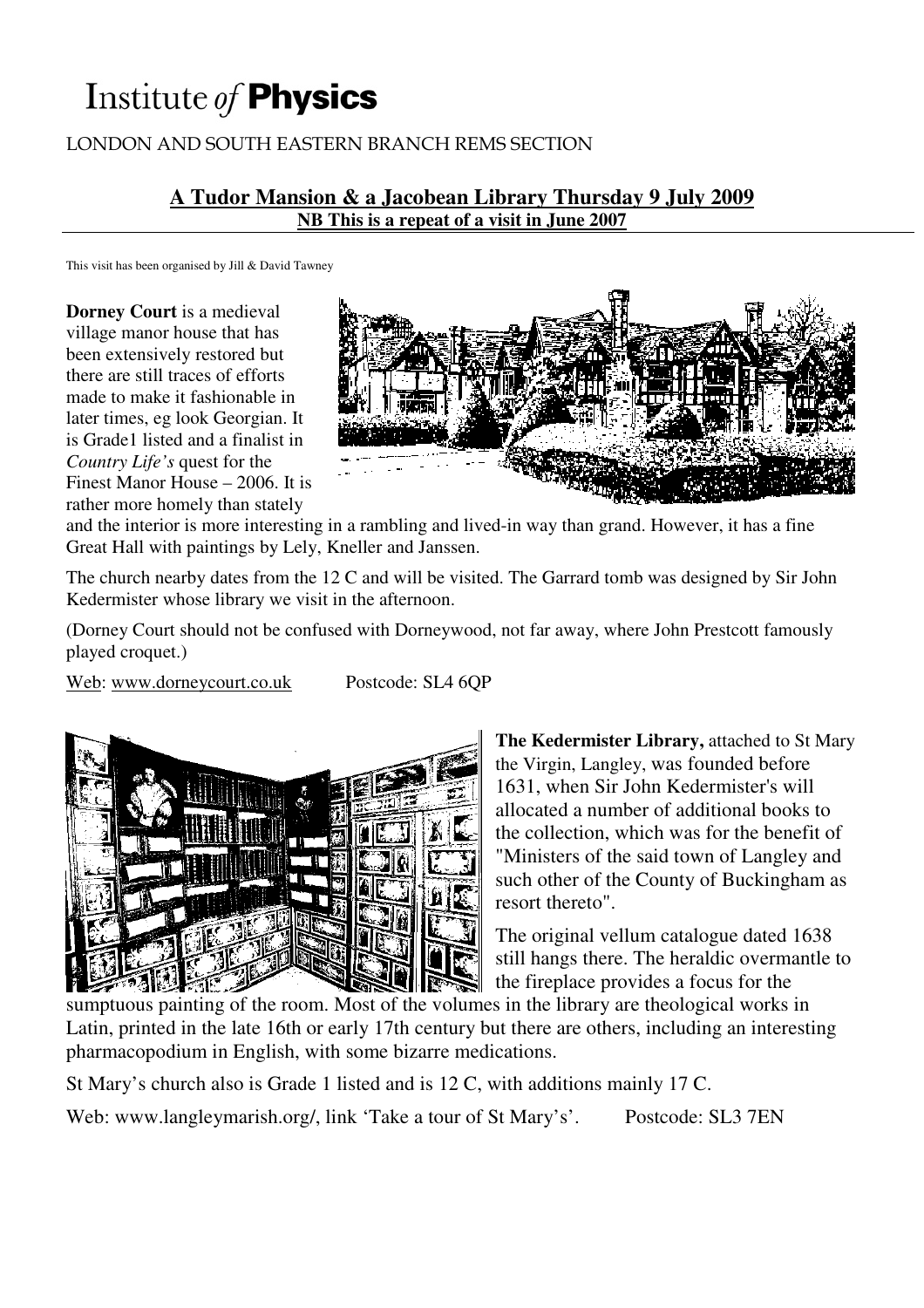# Institute *of* **Physics**

LONDON AND SOUTH EASTERN BRANCH REMS SECTION

## A Tudor Mansion & a Jacobean Library Thursday 9 July 2009

**NB This is a repeat of a visit in June 2007**

This visit has been organised by Jill & David Tawney

**Dorney Court** is a medieval village manor house that has been extensively restored but there are still traces of efforts made to make it fashionable in later times, eg look Georgian. It is Grade1 listed and a finalist in *Country Life's* quest for the Finest Manor House – 2006. It is rather more homely than stately and the interior is more interesting in a rambling and lived-in way than grand. However, it has a fine Great Hall with paintings by Lely, Kneller and Janssen.

The church nearby dates from the 12 C and will be visited. The Garrard tomb was designed by Sir John Kedermister whose library we visit in the afternoon.

(Dorney Court should not be confused with Dorneywood, not far away, where John Prestcott famously played croquet.)

Web: www.dorneycourt.co.uk Postcode: SL4 6QP

**The Kedermister Library,** attached to St Mary the Virgin, Langley, was founded before 1631, when Sir John Kedermister's will allocated a number of additional books to the collection, which was for the benefit of "Ministers of the said town of Langley and such other of the County of Buckingham as resort thereto".

The original vellum catalogue dated 1638 still hangs there. The heraldic overmantle to the fireplace provides a focus for the sumptuous painting of the room. Most of the volumes in the library are theological works in Latin, printed in the late 16th or early 17th century but there are others, including an interesting pharmacopodium in English, with some bizarre medications.

St Mary's church also is Grade 1 listed and is 12 C, with additions mainly 17 C.

Web: www.langleymarish.org/, link 'Take a tour of St Mary's'. Postcode: SL3 7EN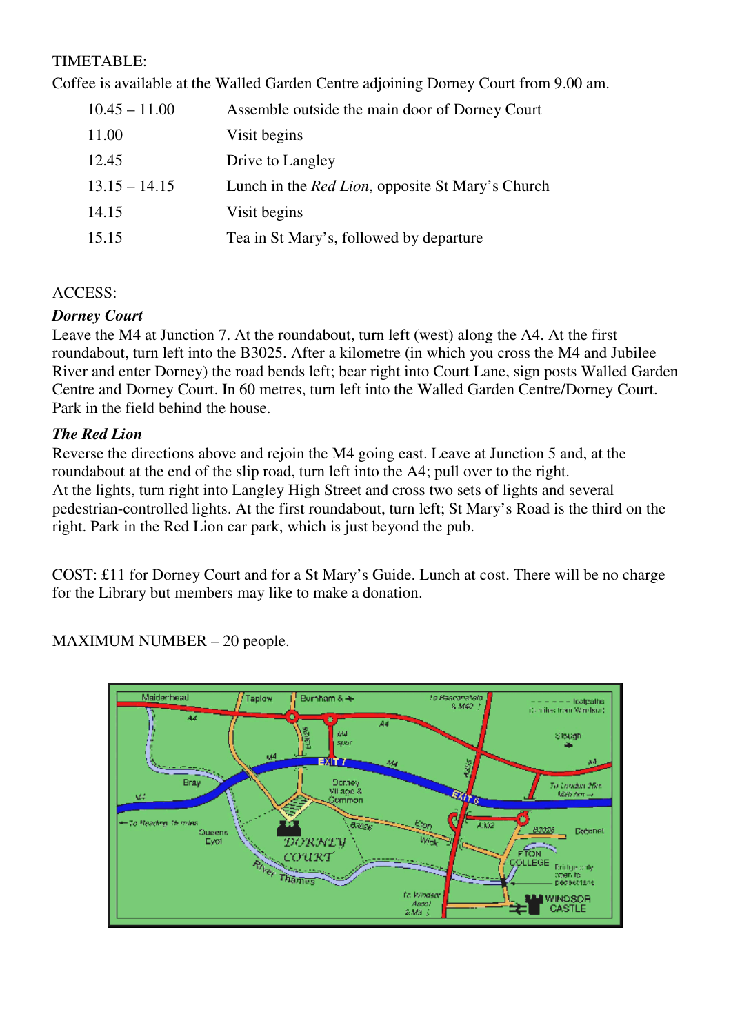TIMETABLE:

Coffee is available at the Walled Garden Centre adjoining Dorney Court from 9.00 am.

| | |
|---|---|
| 10.45 – 11.00 | Assemble outside the main door of Dorney Court |
| 11.00 | Visit begins |
| 12.45 | Drive to Langley |
| 13.15 – 14.15 | Lunch in the *Red Lion*, opposite St Mary's Church |
| 14.15 | Visit begins |
| 15.15 | Tea in St Mary's, followed by departure |

ACCESS:

***Dorney Court***

Leave the M4 at Junction 7. At the roundabout, turn left (west) along the A4. At the first roundabout, turn left into the B3025. After a kilometre (in which you cross the M4 and Jubilee River and enter Dorney) the road bends left; bear right into Court Lane, sign posts Walled Garden Centre and Dorney Court. In 60 metres, turn left into the Walled Garden Centre/Dorney Court. Park in the field behind the house.

***The Red Lion***

Reverse the directions above and rejoin the M4 going east. Leave at Junction 5 and, at the roundabout at the end of the slip road, turn left into the A4; pull over to the right.
At the lights, turn right into Langley High Street and cross two sets of lights and several pedestrian-controlled lights. At the first roundabout, turn left; St Mary's Road is the third on the right. Park in the Red Lion car park, which is just beyond the pub.

COST: £11 for Dorney Court and for a St Mary's Guide. Lunch at cost. There will be no charge for the Library but members may like to make a donation.

MAXIMUM NUMBER – 20 people.